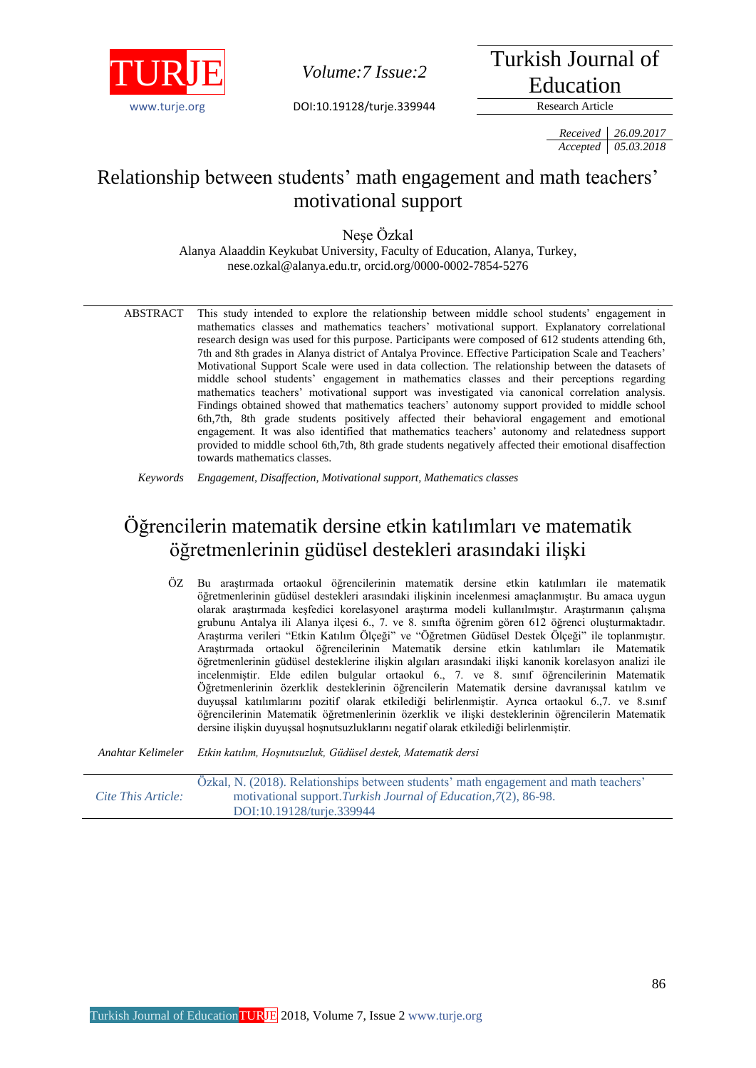Research Article

*Received* 26.09.2017
*Accepted* 05.03.2018

# Relationship between students' math engagement and math teachers' motivational support

Neşe Özkal

Alanya Alaaddin Keykubat University, Faculty of Education, Alanya, Turkey,
nese.ozkal@alanya.edu.tr, orcid.org/0000-0002-7854-5276

**ABSTRACT** This study intended to explore the relationship between middle school students' engagement in mathematics classes and mathematics teachers' motivational support. Explanatory correlational research design was used for this purpose. Participants were composed of 612 students attending 6th, 7th and 8th grades in Alanya district of Antalya Province. Effective Participation Scale and Teachers' Motivational Support Scale were used in data collection. The relationship between the datasets of middle school students' engagement in mathematics classes and their perceptions regarding mathematics teachers' motivational support was investigated via canonical correlation analysis. Findings obtained showed that mathematics teachers' autonomy support provided to middle school 6th,7th, 8th grade students positively affected their behavioral engagement and emotional engagement. It was also identified that mathematics teachers' autonomy and relatedness support provided to middle school 6th,7th, 8th grade students negatively affected their emotional disaffection towards mathematics classes.

*Keywords* *Engagement, Disaffection, Motivational support, Mathematics classes*

# Öğrencilerin matematik dersine etkin katılımları ve matematik öğretmenlerinin güdüsel destekleri arasındaki ilişki

**ÖZ** Bu araştırmada ortaokul öğrencilerinin matematik dersine etkin katılımları ile matematik öğretmenlerinin güdüsel destekleri arasındaki ilişkinin incelenmesi amaçlanmıştır. Bu amaca uygun olarak araştırmada keşfedici korelasyonel araştırma modeli kullanılmıştır. Araştırmanın çalışma grubunu Antalya ili Alanya ilçesi 6., 7. ve 8. sınıfta öğrenim gören 612 öğrenci oluşturmaktadır. Araştırma verileri "Etkin Katılım Ölçeği" ve "Öğretmen Güdüsel Destek Ölçeği" ile toplanmıştır. Araştırmada ortaokul öğrencilerinin Matematik dersine etkin katılımları ile Matematik öğretmenlerinin güdüsel desteklerine ilişkin algıları arasındaki ilişki kanonik korelasyon analizi ile incelenmiştir. Elde edilen bulgular ortaokul 6., 7. ve 8. sınıf öğrencilerinin Matematik Öğretmenlerinin özerklik desteklerinin öğrencilerin Matematik dersine davranışsal katılım ve duyuşsal katılımlarını pozitif olarak etkilediği belirlenmiştir. Ayrıca ortaokul 6.,7. ve 8.sınıf öğrencilerinin Matematik öğretmenlerinin özerklik ve ilişki desteklerinin öğrencilerin Matematik dersine ilişkin duyuşsal hoşnutsuzluklarını negatif olarak etkilediği belirlenmiştir.

*Anahtar Kelimeler* *Etkin katılım, Hoşnutsuzluk, Güdüsel destek, Matematik dersi*

*Cite This Article:* Özkal, N. (2018). Relationships between students' math engagement and math teachers' motivational support. *Turkish Journal of Education, 7*(2), 86-98. DOI:10.19128/turje.339944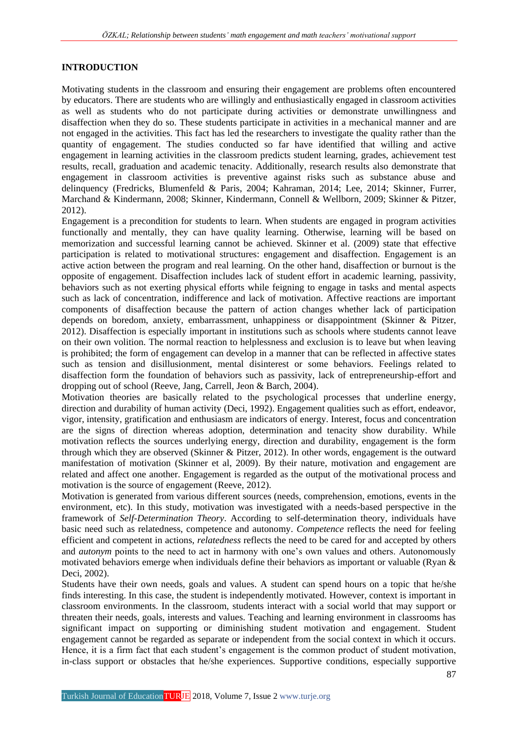## INTRODUCTION

Motivating students in the classroom and ensuring their engagement are problems often encountered by educators. There are students who are willingly and enthusiastically engaged in classroom activities as well as students who do not participate during activities or demonstrate unwillingness and disaffection when they do so. These students participate in activities in a mechanical manner and are not engaged in the activities. This fact has led the researchers to investigate the quality rather than the quantity of engagement. The studies conducted so far have identified that willing and active engagement in learning activities in the classroom predicts student learning, grades, achievement test results, recall, graduation and academic tenacity. Additionally, research results also demonstrate that engagement in classroom activities is preventive against risks such as substance abuse and delinquency (Fredricks, Blumenfeld & Paris, 2004; Kahraman, 2014; Lee, 2014; Skinner, Furrer, Marchand & Kindermann, 2008; Skinner, Kindermann, Connell & Wellborn, 2009; Skinner & Pitzer, 2012).

Engagement is a precondition for students to learn. When students are engaged in program activities functionally and mentally, they can have quality learning. Otherwise, learning will be based on memorization and successful learning cannot be achieved. Skinner et al. (2009) state that effective participation is related to motivational structures: engagement and disaffection. Engagement is an active action between the program and real learning. On the other hand, disaffection or burnout is the opposite of engagement. Disaffection includes lack of student effort in academic learning, passivity, behaviors such as not exerting physical efforts while feigning to engage in tasks and mental aspects such as lack of concentration, indifference and lack of motivation. Affective reactions are important components of disaffection because the pattern of action changes whether lack of participation depends on boredom, anxiety, embarrassment, unhappiness or disappointment (Skinner & Pitzer, 2012). Disaffection is especially important in institutions such as schools where students cannot leave on their own volition. The normal reaction to helplessness and exclusion is to leave but when leaving is prohibited; the form of engagement can develop in a manner that can be reflected in affective states such as tension and disillusionment, mental disinterest or some behaviors. Feelings related to disaffection form the foundation of behaviors such as passivity, lack of entrepreneurship-effort and dropping out of school (Reeve, Jang, Carrell, Jeon & Barch, 2004).

Motivation theories are basically related to the psychological processes that underline energy, direction and durability of human activity (Deci, 1992). Engagement qualities such as effort, endeavor, vigor, intensity, gratification and enthusiasm are indicators of energy. Interest, focus and concentration are the signs of direction whereas adoption, determination and tenacity show durability. While motivation reflects the sources underlying energy, direction and durability, engagement is the form through which they are observed (Skinner & Pitzer, 2012). In other words, engagement is the outward manifestation of motivation (Skinner et al, 2009). By their nature, motivation and engagement are related and affect one another. Engagement is regarded as the output of the motivational process and motivation is the source of engagement (Reeve, 2012).

Motivation is generated from various different sources (needs, comprehension, emotions, events in the environment, etc). In this study, motivation was investigated with a needs-based perspective in the framework of *Self-Determination Theory*. According to self-determination theory, individuals have basic need such as relatedness, competence and autonomy. *Competence* reflects the need for feeling efficient and competent in actions, *relatedness* reflects the need to be cared for and accepted by others and *autonym* points to the need to act in harmony with one's own values and others. Autonomously motivated behaviors emerge when individuals define their behaviors as important or valuable (Ryan & Deci, 2002).

Students have their own needs, goals and values. A student can spend hours on a topic that he/she finds interesting. In this case, the student is independently motivated. However, context is important in classroom environments. In the classroom, students interact with a social world that may support or threaten their needs, goals, interests and values. Teaching and learning environment in classrooms has significant impact on supporting or diminishing student motivation and engagement. Student engagement cannot be regarded as separate or independent from the social context in which it occurs. Hence, it is a firm fact that each student's engagement is the common product of student motivation, in-class support or obstacles that he/she experiences. Supportive conditions, especially supportive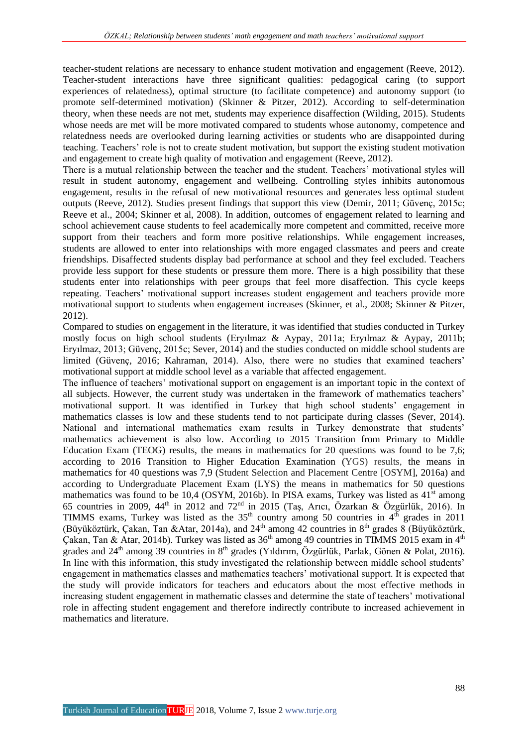teacher-student relations are necessary to enhance student motivation and engagement (Reeve, 2012). Teacher-student interactions have three significant qualities: pedagogical caring (to support experiences of relatedness), optimal structure (to facilitate competence) and autonomy support (to promote self-determined motivation) (Skinner & Pitzer, 2012). According to self-determination theory, when these needs are not met, students may experience disaffection (Wilding, 2015). Students whose needs are met will be more motivated compared to students whose autonomy, competence and relatedness needs are overlooked during learning activities or students who are disappointed during teaching. Teachers' role is not to create student motivation, but support the existing student motivation and engagement to create high quality of motivation and engagement (Reeve, 2012).

There is a mutual relationship between the teacher and the student. Teachers' motivational styles will result in student autonomy, engagement and wellbeing. Controlling styles inhibits autonomous engagement, results in the refusal of new motivational resources and generates less optimal student outputs (Reeve, 2012). Studies present findings that support this view (Demir, 2011; Güvenç, 2015c; Reeve et al., 2004; Skinner et al, 2008). In addition, outcomes of engagement related to learning and school achievement cause students to feel academically more competent and committed, receive more support from their teachers and form more positive relationships. While engagement increases, students are allowed to enter into relationships with more engaged classmates and peers and create friendships. Disaffected students display bad performance at school and they feel excluded. Teachers provide less support for these students or pressure them more. There is a high possibility that these students enter into relationships with peer groups that feel more disaffection. This cycle keeps repeating. Teachers' motivational support increases student engagement and teachers provide more motivational support to students when engagement increases (Skinner, et al., 2008; Skinner & Pitzer, 2012).

Compared to studies on engagement in the literature, it was identified that studies conducted in Turkey mostly focus on high school students (Eryılmaz & Aypay, 2011a; Eryılmaz & Aypay, 2011b; Eryılmaz, 2013; Güvenç, 2015c; Sever, 2014) and the studies conducted on middle school students are limited (Güvenç, 2016; Kahraman, 2014). Also, there were no studies that examined teachers' motivational support at middle school level as a variable that affected engagement.

The influence of teachers' motivational support on engagement is an important topic in the context of all subjects. However, the current study was undertaken in the framework of mathematics teachers' motivational support. It was identified in Turkey that high school students' engagement in mathematics classes is low and these students tend to not participate during classes (Sever, 2014). National and international mathematics exam results in Turkey demonstrate that students' mathematics achievement is also low. According to 2015 Transition from Primary to Middle Education Exam (TEOG) results, the means in mathematics for 20 questions was found to be 7,6; according to 2016 Transition to Higher Education Examination (YGS) results, the means in mathematics for 40 questions was 7,9 (Student Selection and Placement Centre [OSYM], 2016a) and according to Undergraduate Placement Exam (LYS) the means in mathematics for 50 questions mathematics was found to be 10,4 (OSYM, 2016b). In PISA exams, Turkey was listed as 41st among 65 countries in 2009, 44th in 2012 and 72nd in 2015 (Taş, Arıcı, Özarkan & Özgürlük, 2016). In TIMMS exams, Turkey was listed as the 35th country among 50 countries in 4th grades in 2011 (Büyüköztürk, Çakan, Tan &Atar, 2014a), and 24th among 42 countries in 8th grades 8 (Büyüköztürk, Çakan, Tan & Atar, 2014b). Turkey was listed as 36th among 49 countries in TIMMS 2015 exam in 4th grades and 24th among 39 countries in 8th grades (Yıldırım, Özgürlük, Parlak, Gönen & Polat, 2016). In line with this information, this study investigated the relationship between middle school students' engagement in mathematics classes and mathematics teachers' motivational support. It is expected that the study will provide indicators for teachers and educators about the most effective methods in increasing student engagement in mathematic classes and determine the state of teachers' motivational role in affecting student engagement and therefore indirectly contribute to increased achievement in mathematics and literature.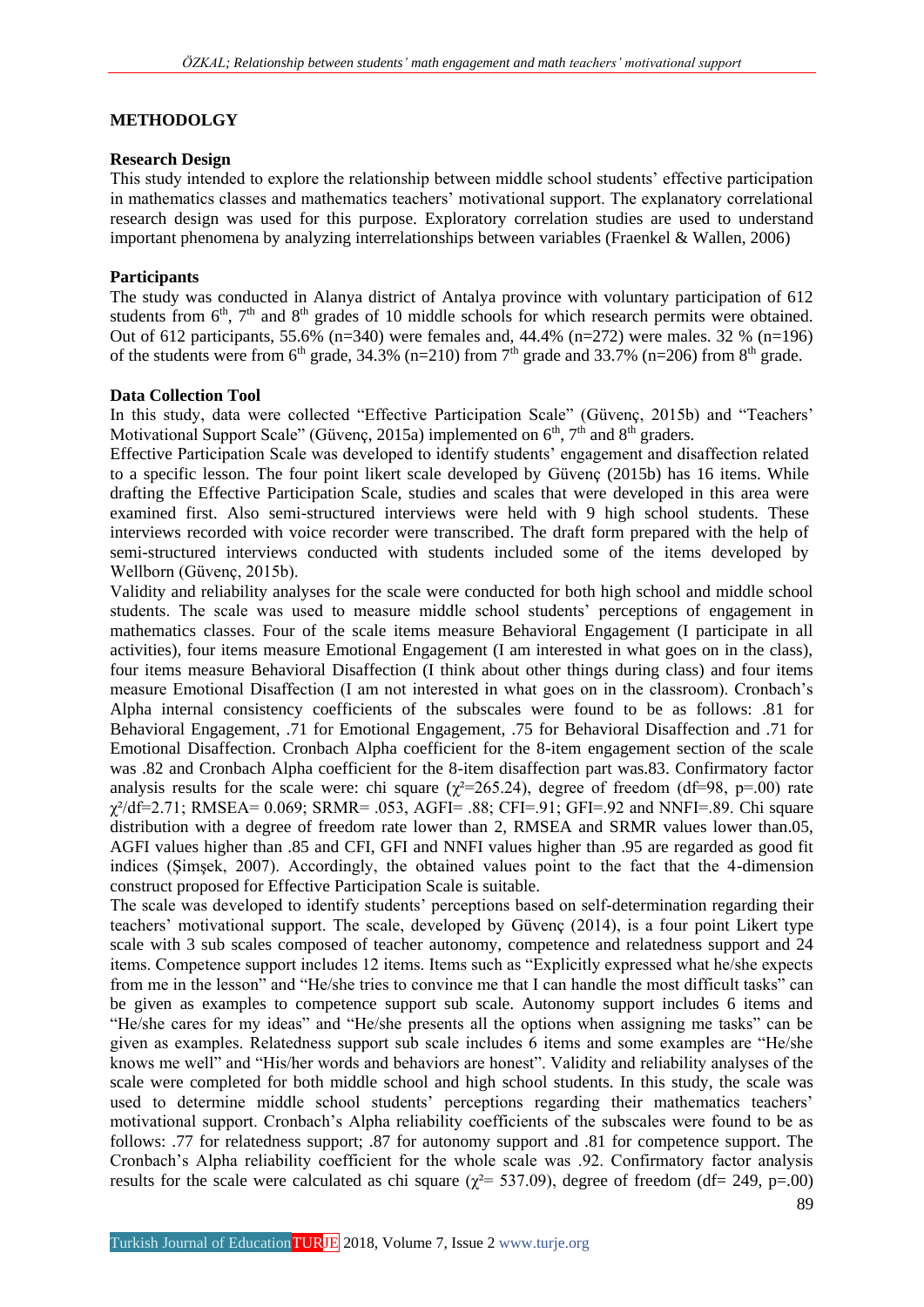## METHODOLGY

### Research Design

This study intended to explore the relationship between middle school students' effective participation in mathematics classes and mathematics teachers' motivational support. The explanatory correlational research design was used for this purpose. Exploratory correlation studies are used to understand important phenomena by analyzing interrelationships between variables (Fraenkel & Wallen, 2006)

### Participants

The study was conducted in Alanya district of Antalya province with voluntary participation of 612 students from 6th, 7th and 8th grades of 10 middle schools for which research permits were obtained. Out of 612 participants, 55.6% (n=340) were females and, 44.4% (n=272) were males. 32 % (n=196) of the students were from 6th grade, 34.3% (n=210) from 7th and 33.7% (n=206) from 8th grade.

### Data Collection Tool

In this study, data were collected "Effective Participation Scale" (Güvenç, 2015b) and "Teachers' Motivational Support Scale" (Güvenç, 2015a) implemented on 6th, 7th and 8th graders.

Effective Participation Scale was developed to identify students' engagement and disaffection related to a specific lesson. The four point likert scale developed by Güvenç (2015b) has 16 items. While drafting the Effective Participation Scale, studies and scales that were developed in this area were examined first. Also semi-structured interviews were held with 9 high school students. These interviews recorded with voice recorder were transcribed. The draft form prepared with the help of semi-structured interviews conducted with students included some of the items developed by Wellborn (Güvenç, 2015b).

Validity and reliability analyses for the scale were conducted for both high school and middle school students. The scale was used to measure middle school students' perceptions of engagement in mathematics classes. Four of the scale items measure Behavioral Engagement (I participate in all activities), four items measure Emotional Engagement (I am interested in what goes on in the class), four items measure Behavioral Disaffection (I think about other things during class) and four items measure Emotional Disaffection (I am not interested in what goes on in the classroom). Cronbach's Alpha internal consistency coefficients of the subscales were found to be as follows: .81 for Behavioral Engagement, .71 for Emotional Engagement, .75 for Behavioral Disaffection and .71 for Emotional Disaffection. Cronbach Alpha coefficient for the 8-item engagement section of the scale was .82 and Cronbach Alpha coefficient for the 8-item disaffection part was.83. Confirmatory factor analysis results for the scale were: chi square ($\chi^2$=265.24), degree of freedom (df=98, p=.00) rate $\chi^2$/df=2.71; RMSEA= 0.069; SRMR= .053, AGFI= .88; CFI=.91; GFI=.92 and NNFI=.89. Chi square distribution with a degree of freedom rate lower than 2, RMSEA and SRMR values lower than.05, AGFI values higher than .85 and CFI, GFI and NNFI values higher than .95 are regarded as good fit indices (Şimşek, 2007). Accordingly, the obtained values point to the fact that the 4-dimension construct proposed for Effective Participation Scale is suitable.

The scale was developed to identify students' perceptions based on self-determination regarding their teachers' motivational support. The scale, developed by Güvenç (2014), is a four point Likert type scale with 3 sub scales composed of teacher autonomy, competence and relatedness support and 24 items. Competence support includes 12 items. Items such as "Explicitly expressed what he/she expects from me in the lesson" and "He/she tries to convince me that I can handle the most difficult tasks" can be given as examples to competence support sub scale. Autonomy support includes 6 items and "He/she cares for my ideas" and "He/she presents all the options when assigning me tasks" can be given as examples. Relatedness support sub scale includes 6 items and some examples are "He/she knows me well" and "His/her words and behaviors are honest". Validity and reliability analyses of the scale were completed for both middle school and high school students. In this study, the scale was used to determine middle school students' perceptions regarding their mathematics teachers' motivational support. Cronbach's Alpha reliability coefficients of the subscales were found to be as follows: .77 for relatedness support; .87 for autonomy support and .81 for competence support. The Cronbach's Alpha reliability coefficient for the whole scale was .92. Confirmatory factor analysis results for the scale were calculated as chi square ($\chi^2$= 537.09), degree of freedom (df= 249, p=.00)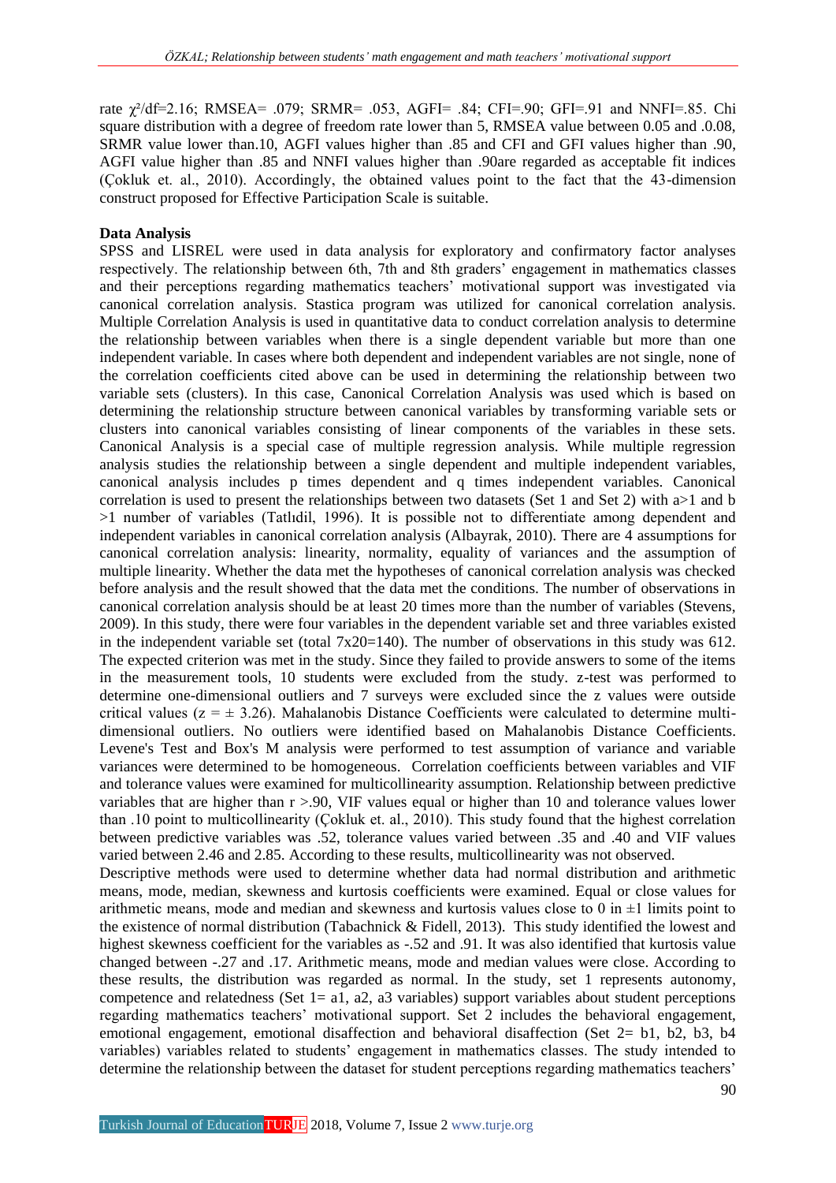rate $\chi^2/df=2.16$; RMSEA= .079; SRMR= .053, AGFI= .84; CFI=.90; GFI=.91 and NNFI=.85. Chi square distribution with a degree of freedom rate lower than 5, RMSEA value between 0.05 and .0.08, SRMR value lower than.10, AGFI values higher than .85 and CFI and GFI values higher than .90, AGFI value higher than .85 and NNFI values higher than .90are regarded as acceptable fit indices (Çokluk et. al., 2010). Accordingly, the obtained values point to the fact that the 43-dimension construct proposed for Effective Participation Scale is suitable.

**Data Analysis**

SPSS and LISREL were used in data analysis for exploratory and confirmatory factor analyses respectively. The relationship between 6th, 7th and 8th graders' engagement in mathematics classes and their perceptions regarding mathematics teachers' motivational support was investigated via canonical correlation analysis. Stastica program was utilized for canonical correlation analysis. Multiple Correlation Analysis is used in quantitative data to conduct correlation analysis to determine the relationship between variables when there is a single dependent variable but more than one independent variable. In cases where both dependent and independent variables are not single, none of the correlation coefficients cited above can be used in determining the relationship between two variable sets (clusters). In this case, Canonical Correlation Analysis was used which is based on determining the relationship structure between canonical variables by transforming variable sets or clusters into canonical variables consisting of linear components of the variables in these sets. Canonical Analysis is a special case of multiple regression analysis. While multiple regression analysis studies the relationship between a single dependent and multiple independent variables, canonical analysis includes p times dependent and q times independent variables. Canonical correlation is used to present the relationships between two datasets (Set 1 and Set 2) with a>1 and b >1 number of variables (Tatlıdil, 1996). It is possible not to differentiate among dependent and independent variables in canonical correlation analysis (Albayrak, 2010). There are 4 assumptions for canonical correlation analysis: linearity, normality, equality of variances and the assumption of multiple linearity. Whether the data met the hypotheses of canonical correlation analysis was checked before analysis and the result showed that the data met the conditions. The number of observations in canonical correlation analysis should be at least 20 times more than the number of variables (Stevens, 2009). In this study, there were four variables in the dependent variable set and three variables existed in the independent variable set (total 7x20=140). The number of observations in this study was 612. The expected criterion was met in the study. Since they failed to provide answers to some of the items in the measurement tools, 10 students were excluded from the study. z-test was performed to determine one-dimensional outliers and 7 surveys were excluded since the z values were outside critical values ($z = \pm 3.26$). Mahalanobis Distance Coefficients were calculated to determine multi-dimensional outliers. No outliers were identified based on Mahalanobis Distance Coefficients. Levene's Test and Box's M analysis were performed to test assumption of variance and variable variances were determined to be homogeneous. Correlation coefficients between variables and VIF and tolerance values were examined for multicollinearity assumption. Relationship between predictive variables that are higher than r >.90, VIF values equal or higher than 10 and tolerance values lower than .10 point to multicollinearity (Çokluk et. al., 2010). This study found that the highest correlation between predictive variables was .52, tolerance values varied between .35 and .40 and VIF values varied between 2.46 and 2.85. According to these results, multicollinearity was not observed.

Descriptive methods were used to determine whether data had normal distribution and arithmetic means, mode, median, skewness and kurtosis coefficients were examined. Equal or close values for arithmetic means, mode and median and skewness and kurtosis values close to 0 in ±1 limits point to the existence of normal distribution (Tabachnick & Fidell, 2013). This study identified the lowest and highest skewness coefficient for the variables as -.52 and .91. It was also identified that kurtosis value changed between -.27 and .17. Arithmetic means, mode and median values were close. According to these results, the distribution was regarded as normal. In the study, set 1 represents autonomy, competence and relatedness (Set 1= a1, a2, a3 variables) support variables about student perceptions regarding mathematics teachers' motivational support. Set 2 includes the behavioral engagement, emotional engagement, emotional disaffection and behavioral disaffection (Set 2= b1, b2, b3, b4 variables) variables related to students' engagement in mathematics classes. The study intended to determine the relationship between the dataset for student perceptions regarding mathematics teachers'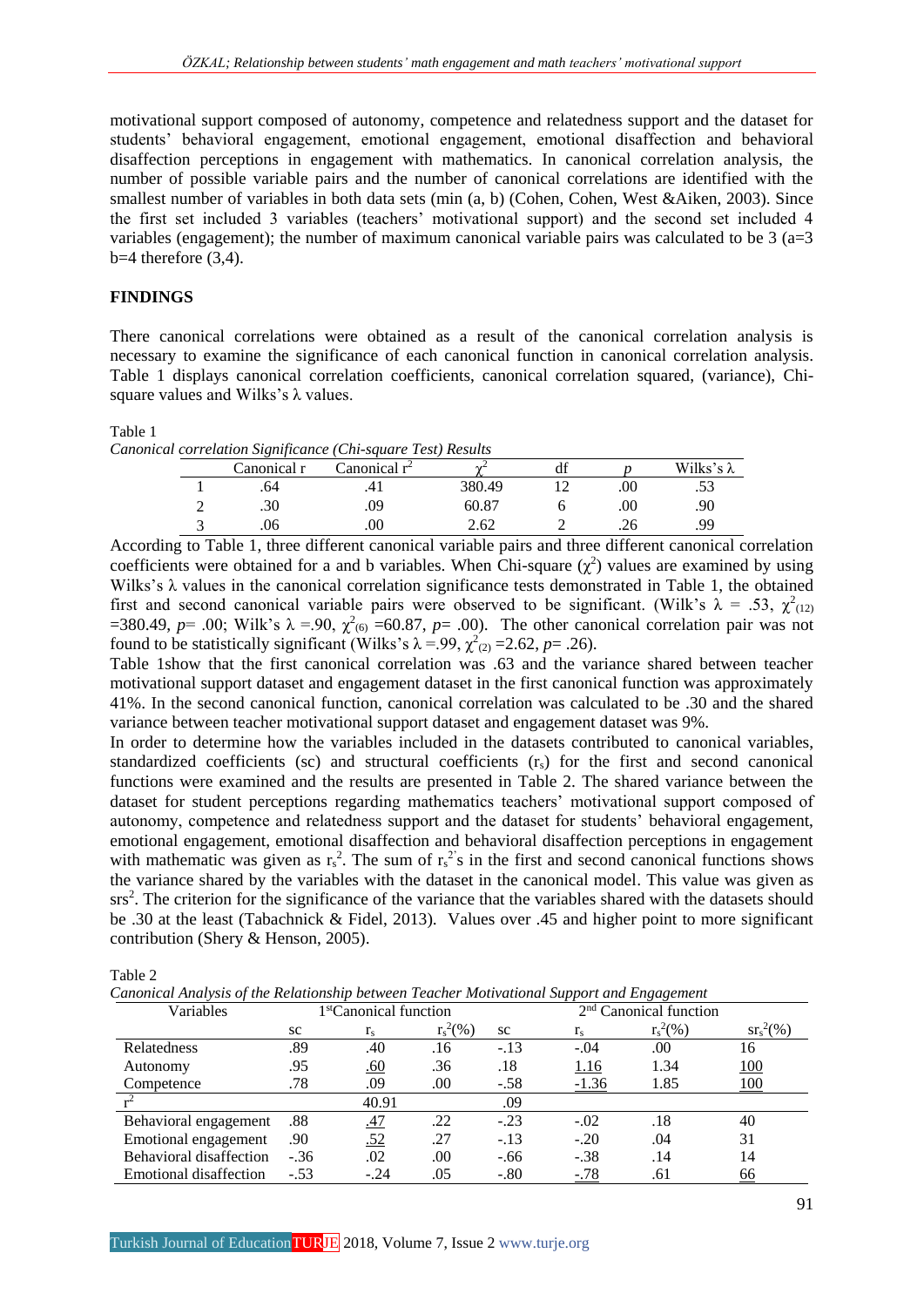motivational support composed of autonomy, competence and relatedness support and the dataset for students' behavioral engagement, emotional engagement, emotional disaffection and behavioral disaffection perceptions in engagement with mathematics. In canonical correlation analysis, the number of possible variable pairs and the number of canonical correlations are identified with the smallest number of variables in both data sets (min (a, b) (Cohen, Cohen, West &Aiken, 2003). Since the first set included 3 variables (teachers' motivational support) and the second set included 4 variables (engagement); the number of maximum canonical variable pairs was calculated to be 3 (a=3 b=4 therefore (3,4).

## FINDINGS

There canonical correlations were obtained as a result of the canonical correlation analysis is necessary to examine the significance of each canonical function in canonical correlation analysis. Table 1 displays canonical correlation coefficients, canonical correlation squared, (variance), Chi-square values and Wilks's λ values.

Table 1
*Canonical correlation Significance (Chi-square Test) Results*

| | Canonical r | Canonical $r^2$ | $\chi^2$ | df | *p* | Wilks's λ |
|---|---|---|---|---|---|---|
| 1 | .64 | .41 | 380.49 | 12 | .00 | .53 |
| 2 | .30 | .09 | 60.87 | 6 | .00 | .90 |
| 3 | .06 | .00 | 2.62 | 2 | .26 | .99 |

According to Table 1, three different canonical variable pairs and three different canonical correlation coefficients were obtained for a and b variables. When Chi-square ($\chi^2$) values are examined by using Wilks's λ values in the canonical correlation significance tests demonstrated in Table 1, the obtained first and second canonical variable pairs were observed to be significant. (Wilk's $\lambda$ = .53, $\chi^2_{(12)}$ =380.49, *p*= .00; Wilk's $\lambda$ =.90, $\chi^2_{(6)}$ =60.87, *p*= .00). The other canonical correlation pair was not found to be statistically significant (Wilks's $\lambda$ =.99, $\chi^2_{(2)}$ =2.62, *p*= .26).

Table 1show that the first canonical correlation was .63 and the variance shared between teacher motivational support dataset and engagement dataset in the first canonical function was approximately 41%. In the second canonical function, canonical correlation was calculated to be .30 and the shared variance between teacher motivational support dataset and engagement dataset was 9%.

In order to determine how the variables included in the datasets contributed to canonical variables, standardized coefficients (sc) and structural coefficients ($r_s$) for the first and second canonical functions were examined and the results are presented in Table 2. The shared variance between the dataset for student perceptions regarding mathematics teachers' motivational support composed of autonomy, competence and relatedness support and the dataset for students' behavioral engagement, emotional engagement, emotional disaffection and behavioral disaffection perceptions in engagement with mathematic was given as $r_s^2$. The sum of $r_s^2$'s in the first and second canonical functions shows the variance shared by the variables with the dataset in the canonical model. This value was given as $srs^2$. The criterion for the significance of the variance that the variables shared with the datasets should be .30 at the least (Tabachnick & Fidel, 2013). Values over .45 and higher point to more significant contribution (Shery & Henson, 2005).

Table 2
*Canonical Analysis of the Relationship between Teacher Motivational Support and Engagement*

| Variables | 1[st]Canonical function | | | 2[nd] Canonical function | | | |
|---|---|---|---|---|---|---|---|
| | sc | $r_s$ | $r_s^2$(%) | sc | $r_s$ | $r_s^2$(%) | $sr_s^2$(%) |
| Relatedness | .89 | .40 | .16 | -.13 | -.04 | .00 | 16 |
| Autonomy | .95 | .60 | .36 | .18 | 1.16 | 1.34 | 100 |
| Competence | .78 | .09 | .00 | -.58 | -1.36 | 1.85 | 100 |
| $r^2$ | | 40.91 | | .09 | | | |
| Behavioral engagement | .88 | .47 | .22 | -.23 | -.02 | .18 | 40 |
| Emotional engagement | .90 | .52 | .27 | -.13 | -.20 | .04 | 31 |
| Behavioral disaffection | -.36 | .02 | .00 | -.66 | -.38 | .14 | 14 |
| Emotional disaffection | -.53 | -.24 | .05 | -.80 | -.78 | .61 | 66 |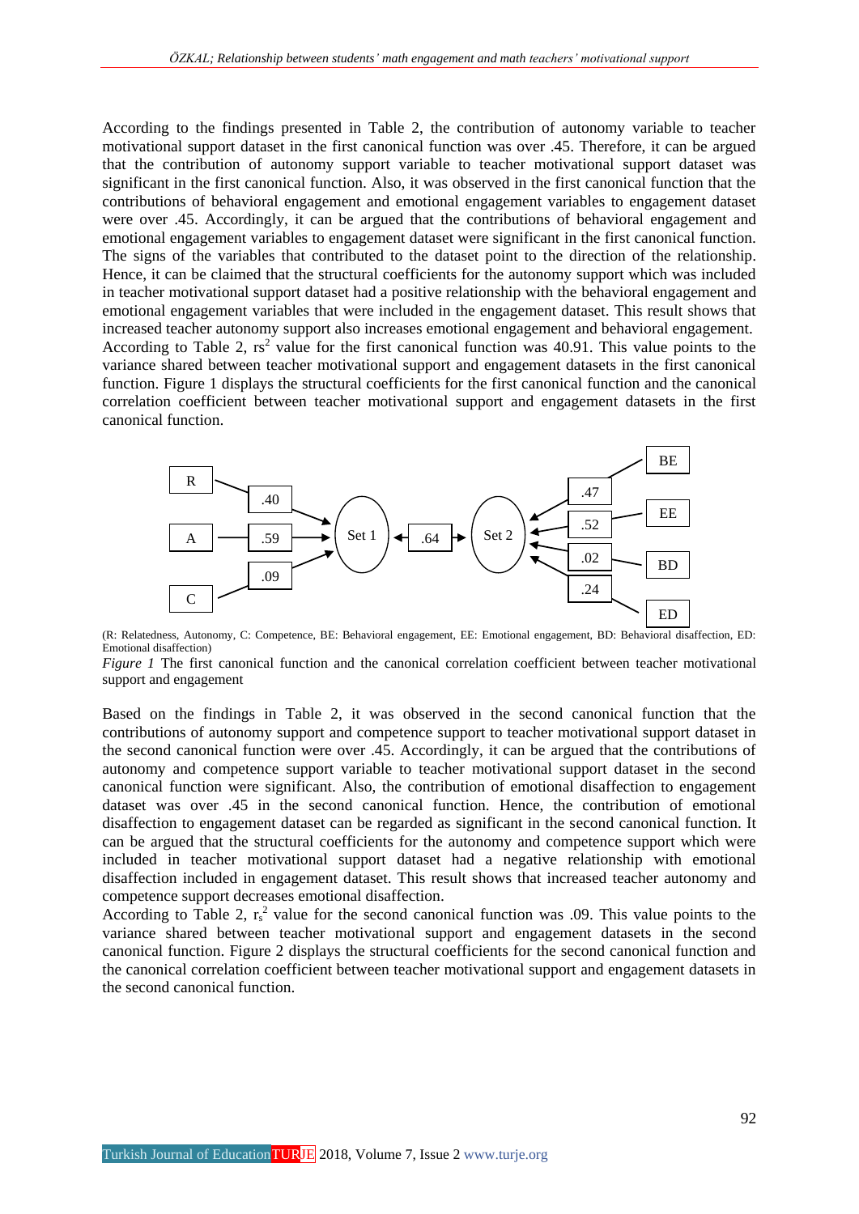According to the findings presented in Table 2, the contribution of autonomy variable to teacher motivational support dataset in the first canonical function was over .45. Therefore, it can be argued that the contribution of autonomy support variable to teacher motivational support dataset was significant in the first canonical function. Also, it was observed in the first canonical function that the contributions of behavioral engagement and emotional engagement variables to engagement dataset were over .45. Accordingly, it can be argued that the contributions of behavioral engagement and emotional engagement variables to engagement dataset were significant in the first canonical function. The signs of the variables that contributed to the dataset point to the direction of the relationship. Hence, it can be claimed that the structural coefficients for the autonomy support which was included in teacher motivational support dataset had a positive relationship with the behavioral engagement and emotional engagement variables that were included in the engagement dataset. This result shows that increased teacher autonomy support also increases emotional engagement and behavioral engagement.

According to Table 2, $rs^2$ value for the first canonical function was 40.91. This value points to the variance shared between teacher motivational support and engagement datasets in the first canonical function. Figure 1 displays the structural coefficients for the first canonical function and the canonical correlation coefficient between teacher motivational support and engagement datasets in the first canonical function.

(R: Relatedness, Autonomy, C: Competence, BE: Behavioral engagement, EE: Emotional engagement, BD: Behavioral disaffection, ED: Emotional disaffection)

*Figure 1* The first canonical function and the canonical correlation coefficient between teacher motivational support and engagement

Based on the findings in Table 2, it was observed in the second canonical function that the contributions of autonomy support and competence support to teacher motivational support dataset in the second canonical function were over .45. Accordingly, it can be argued that the contributions of autonomy and competence support variable to teacher motivational support dataset in the second canonical function were significant. Also, the contribution of emotional disaffection to engagement dataset was over .45 in the second canonical function. Hence, the contribution of emotional disaffection to engagement dataset can be regarded as significant in the second canonical function. It can be argued that the structural coefficients for the autonomy and competence support which were included in teacher motivational support dataset had a negative relationship with emotional disaffection included in engagement dataset. This result shows that increased teacher autonomy and competence support decreases emotional disaffection.

According to Table 2, $r_s^2$ value for the second canonical function was .09. This value points to the variance shared between teacher motivational support and engagement datasets in the second canonical function. Figure 2 displays the structural coefficients for the second canonical function and the canonical correlation coefficient between teacher motivational support and engagement datasets in the second canonical function.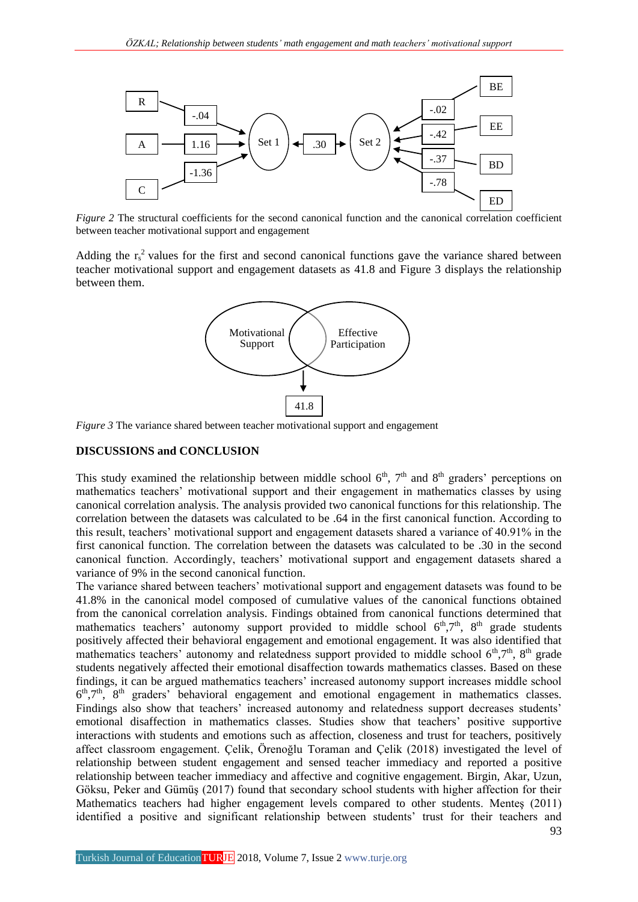R → -.04 → Set 1
A → 1.16 → Set 1
C → -1.36 → Set 1

Set 1 ↔ .30 ↔ Set 2

BE → -.02 → Set 2
EE → -.42 → Set 2
BD → -.37 → Set 2
ED → -.78 → Set 2

*Figure 2* The structural coefficients for the second canonical function and the canonical correlation coefficient between teacher motivational support and engagement

Adding the $r_s^2$ values for the first and second canonical functions gave the variance shared between teacher motivational support and engagement datasets as 41.8 and Figure 3 displays the relationship between them.

Motivational Support | Effective Participation → 41.8

*Figure 3* The variance shared between teacher motivational support and engagement

## DISCUSSIONS and CONCLUSION

This study examined the relationship between middle school 6th, 7th and 8th graders' perceptions on mathematics teachers' motivational support and their engagement in mathematics classes by using canonical correlation analysis. The analysis provided two canonical functions for this relationship. The correlation between the datasets was calculated to be .64 in the first canonical function. According to this result, teachers' motivational support and engagement datasets shared a variance of 40.91% in the first canonical function. The correlation between the datasets was calculated to be .30 in the second canonical function. Accordingly, teachers' motivational support and engagement datasets shared a variance of 9% in the second canonical function.

The variance shared between teachers' motivational support and engagement datasets was found to be 41.8% in the canonical model composed of cumulative values of the canonical functions obtained from the canonical correlation analysis. Findings obtained from canonical functions determined that mathematics teachers' autonomy support provided to middle school 6th,7th, 8th grade students positively affected their behavioral engagement and emotional engagement. It was also identified that mathematics teachers' autonomy and relatedness support provided to middle school 6th,7th, 8th grade students negatively affected their emotional disaffection towards mathematics classes. Based on these findings, it can be argued mathematics teachers' increased autonomy support increases middle school 6th,7th, 8th graders' behavioral engagement and emotional engagement in mathematics classes. Findings also show that teachers' increased autonomy and relatedness support decreases students' emotional disaffection in mathematics classes. Studies show that teachers' positive supportive interactions with students and emotions such as affection, closeness and trust for teachers, positively affect classroom engagement. Çelik, Örenoğlu Toraman and Çelik (2018) investigated the level of relationship between student engagement and sensed teacher immediacy and reported a positive relationship between teacher immediacy and affective and cognitive engagement. Birgin, Akar, Uzun, Göksu, Peker and Gümüş (2017) found that secondary school students with higher affection for their Mathematics teachers had higher engagement levels compared to other students. Menteş (2011) identified a positive and significant relationship between students' trust for their teachers and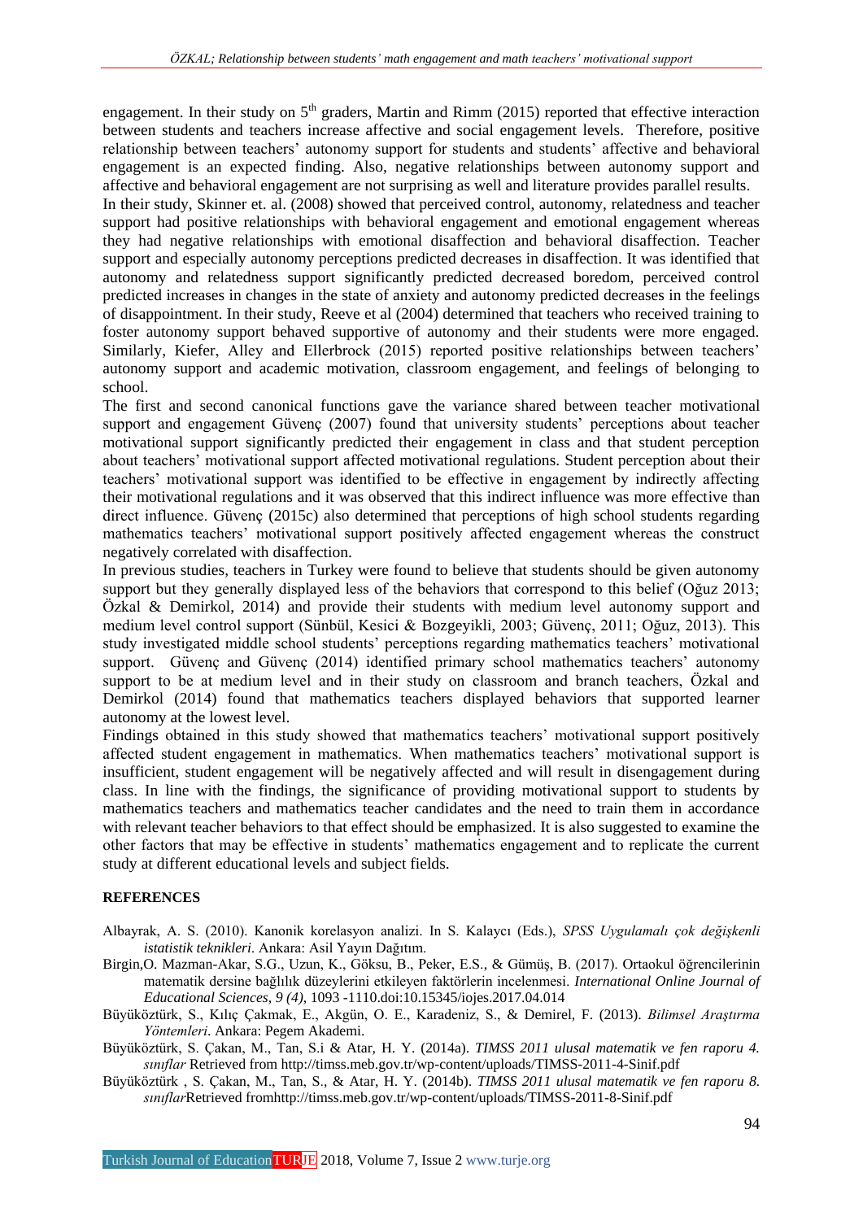engagement. In their study on 5th graders, Martin and Rimm (2015) reported that effective interaction between students and teachers increase affective and social engagement levels. Therefore, positive relationship between teachers' autonomy support for students and students' affective and behavioral engagement is an expected finding. Also, negative relationships between autonomy support and affective and behavioral engagement are not surprising as well and literature provides parallel results.

In their study, Skinner et. al. (2008) showed that perceived control, autonomy, relatedness and teacher support had positive relationships with behavioral engagement and emotional engagement whereas they had negative relationships with emotional disaffection and behavioral disaffection. Teacher support and especially autonomy perceptions predicted decreases in disaffection. It was identified that autonomy and relatedness support significantly predicted decreased boredom, perceived control predicted increases in changes in the state of anxiety and autonomy predicted decreases in the feelings of disappointment. In their study, Reeve et al (2004) determined that teachers who received training to foster autonomy support behaved supportive of autonomy and their students were more engaged. Similarly, Kiefer, Alley and Ellerbrock (2015) reported positive relationships between teachers' autonomy support and academic motivation, classroom engagement, and feelings of belonging to school.

The first and second canonical functions gave the variance shared between teacher motivational support and engagement Güvenç (2007) found that university students' perceptions about teacher motivational support significantly predicted their engagement in class and that student perception about teachers' motivational support affected motivational regulations. Student perception about their teachers' motivational support was identified to be effective in engagement by indirectly affecting their motivational regulations and it was observed that this indirect influence was more effective than direct influence. Güvenç (2015c) also determined that perceptions of high school students regarding mathematics teachers' motivational support positively affected engagement whereas the construct negatively correlated with disaffection.

In previous studies, teachers in Turkey were found to believe that students should be given autonomy support but they generally displayed less of the behaviors that correspond to this belief (Oğuz 2013; Özkal & Demirkol, 2014) and provide their students with medium level autonomy support and medium level control support (Sünbül, Kesici & Bozgeyikli, 2003; Güvenç, 2011; Oğuz, 2013). This study investigated middle school students' perceptions regarding mathematics teachers' motivational support. Güvenç and Güvenç (2014) identified primary school mathematics teachers' autonomy support to be at medium level and in their study on classroom and branch teachers, Özkal and Demirkol (2014) found that mathematics teachers displayed behaviors that supported learner autonomy at the lowest level.

Findings obtained in this study showed that mathematics teachers' motivational support positively affected student engagement in mathematics. When mathematics teachers' motivational support is insufficient, student engagement will be negatively affected and will result in disengagement during class. In line with the findings, the significance of providing motivational support to students by mathematics teachers and mathematics teacher candidates and the need to train them in accordance with relevant teacher behaviors to that effect should be emphasized. It is also suggested to examine the other factors that may be effective in students' mathematics engagement and to replicate the current study at different educational levels and subject fields.

## REFERENCES

Albayrak, A. S. (2010). Kanonik korelasyon analizi. In S. Kalaycı (Eds.), *SPSS Uygulamalı çok değişkenli istatistik teknikleri*. Ankara: Asil Yayın Dağıtım.

Birgin,O. Mazman-Akar, S.G., Uzun, K., Göksu, B., Peker, E.S., & Gümüş, B. (2017). Ortaokul öğrencilerinin matematik dersine bağlılık düzeylerini etkileyen faktörlerin incelenmesi. *International Online Journal of Educational Sciences, 9 (4)*, 1093 -1110.doi:10.15345/iojes.2017.04.014

Büyüköztürk, S., Kılıç Çakmak, E., Akgün, O. E., Karadeniz, S., & Demirel, F. (2013). *Bilimsel Araştırma Yöntemleri*. Ankara: Pegem Akademi.

Büyüköztürk, S. Çakan, M., Tan, S.i & Atar, H. Y. (2014a). *TIMSS 2011 ulusal matematik ve fen raporu 4. sınıflar* Retrieved from http://timss.meb.gov.tr/wp-content/uploads/TIMSS-2011-4-Sinif.pdf

Büyüköztürk , S. Çakan, M., Tan, S., & Atar, H. Y. (2014b). *TIMSS 2011 ulusal matematik ve fen raporu 8. sınıflar*Retrieved fromhttp://timss.meb.gov.tr/wp-content/uploads/TIMSS-2011-8-Sinif.pdf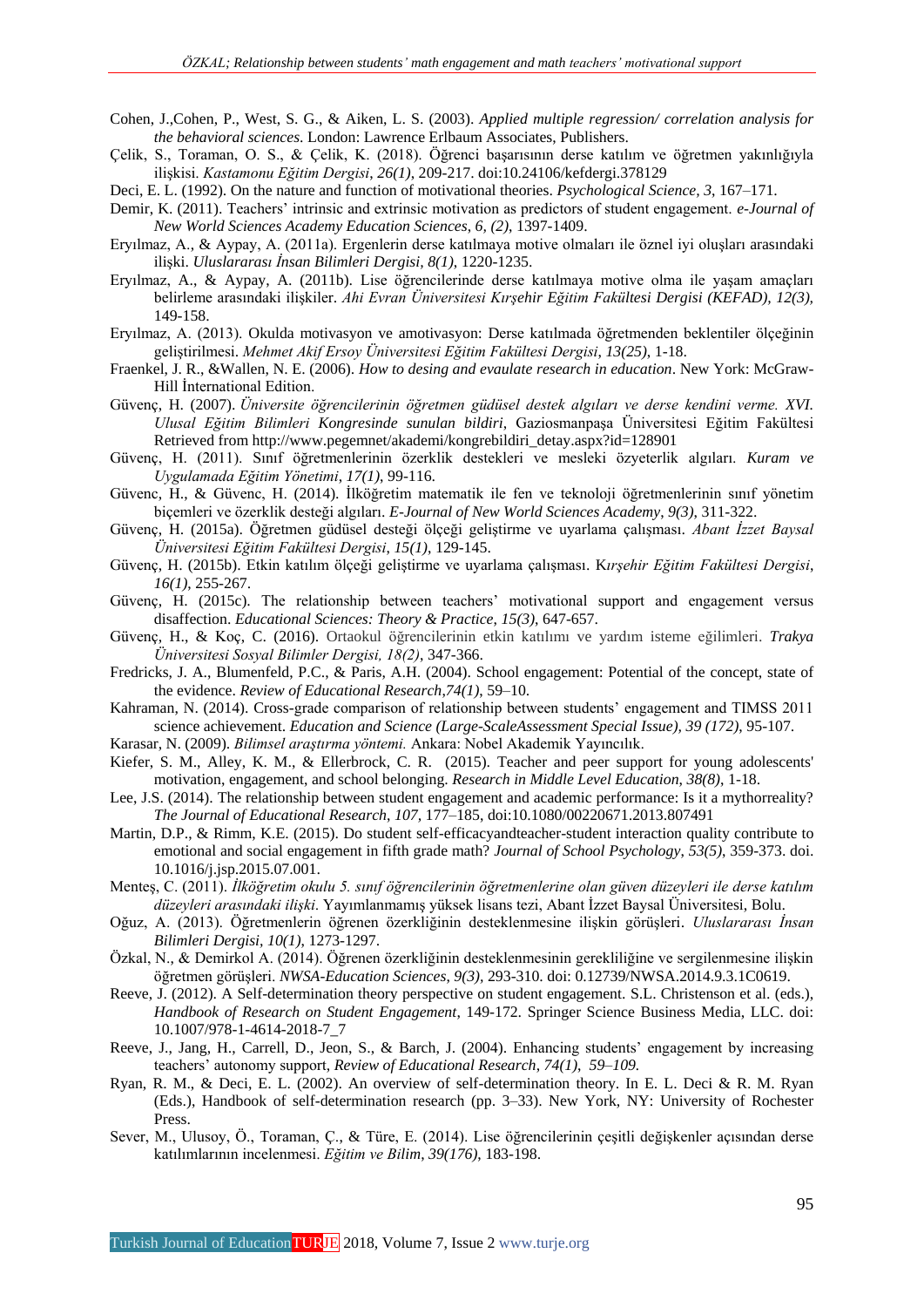Cohen, J.,Cohen, P., West, S. G., & Aiken, L. S. (2003). *Applied multiple regression/ correlation analysis for the behavioral sciences*. London: Lawrence Erlbaum Associates, Publishers.

Çelik, S., Toraman, O. S., & Çelik, K. (2018). Öğrenci başarısının derse katılım ve öğretmen yakınlığıyla ilişkisi. *Kastamonu Eğitim Dergisi, 26(1)*, 209-217. doi:10.24106/kefdergi.378129

Deci, E. L. (1992). On the nature and function of motivational theories. *Psychological Science, 3*, 167–171.

Demir, K. (2011). Teachers' intrinsic and extrinsic motivation as predictors of student engagement. *e-Journal of New World Sciences Academy Education Sciences, 6, (2)*, 1397-1409.

Eryılmaz, A., & Aypay, A. (2011a). Ergenlerin derse katılmaya motive olmaları ile öznel iyi oluşları arasındaki ilişki. *Uluslararası İnsan Bilimleri Dergisi, 8(1)*, 1220-1235.

Eryılmaz, A., & Aypay, A. (2011b). Lise öğrencilerinde derse katılmaya motive olma ile yaşam amaçları belirleme arasındaki ilişkiler. *Ahi Evran Üniversitesi Kırşehir Eğitim Fakültesi Dergisi (KEFAD), 12(3)*, 149-158.

Eryılmaz, A. (2013). Okulda motivasyon ve amotivasyon: Derse katılmada öğretmenden beklentiler ölçeğinin geliştirilmesi. *Mehmet Akif Ersoy Üniversitesi Eğitim Fakültesi Dergisi*, *13(25)*, 1-18.

Fraenkel, J. R., &Wallen, N. E. (2006). *How to desing and evaulate research in education*. New York: McGraw-Hill İnternational Edition.

Güvenç, H. (2007). *Üniversite öğrencilerinin öğretmen güdüsel destek algıları ve derse kendini verme. XVI. Ulusal Eğitim Bilimleri Kongresinde sunulan bildiri*, Gaziosmanpaşa Üniversitesi Eğitim Fakültesi Retrieved from http://www.pegemnet/akademi/kongrebildiri_detay.aspx?id=128901

Güvenç, H. (2011). Sınıf öğretmenlerinin özerklik destekleri ve mesleki özyeterlik algıları. *Kuram ve Uygulamada Eğitim Yönetimi*, *17(1)*, 99-116.

Güvenc, H., & Güvenc, H. (2014). İlköğretim matematik ile fen ve teknoloji öğretmenlerinin sınıf yönetim biçemleri ve özerklik desteği algıları. *E-Journal of New World Sciences Academy*, *9(3)*, 311-322.

Güvenç, H. (2015a). Öğretmen güdüsel desteği ölçeği geliştirme ve uyarlama çalışması. *Abant İzzet Baysal Üniversitesi Eğitim Fakültesi Dergisi*, *15(1)*, 129-145.

Güvenç, H. (2015b). Etkin katılım ölçeği geliştirme ve uyarlama çalışması. *Kırşehir Eğitim Fakültesi Dergisi*, *16(1)*, 255-267.

Güvenç, H. (2015c). The relationship between teachers' motivational support and engagement versus disaffection. *Educational Sciences: Theory & Practice*, *15(3)*, 647-657.

Güvenç, H., & Koç, C. (2016). Ortaokul öğrencilerinin etkin katılımı ve yardım isteme eğilimleri. *Trakya Üniversitesi Sosyal Bilimler Dergisi, 18(2)*, 347-366.

Fredricks, J. A., Blumenfeld, P.C., & Paris, A.H. (2004). School engagement: Potential of the concept, state of the evidence. *Review of Educational Research,74(1)*, 59–10.

Kahraman, N. (2014). Cross-grade comparison of relationship between students' engagement and TIMSS 2011 science achievement. *Education and Science (Large-ScaleAssessment Special Issue)*, *39 (172)*, 95-107.

Karasar, N. (2009). *Bilimsel araştırma yöntemi.* Ankara: Nobel Akademik Yayıncılık.

Kiefer, S. M., Alley, K. M., & Ellerbrock, C. R. (2015). Teacher and peer support for young adolescents' motivation, engagement, and school belonging. *Research in Middle Level Education*, *38(8)*, 1-18.

Lee, J.S. (2014). The relationship between student engagement and academic performance: Is it a mythorreality? *The Journal of Educational Research*, *107*, 177–185, doi:10.1080/00220671.2013.807491

Martin, D.P., & Rimm, K.E. (2015). Do student self-efficacyandteacher-student interaction quality contribute to emotional and social engagement in fifth grade math? *Journal of School Psychology*, *53(5)*, 359-373. doi. 10.1016/j.jsp.2015.07.001.

Menteş, C. (2011). *İlköğretim okulu 5. sınıf öğrencilerinin öğretmenlerine olan güven düzeyleri ile derse katılım düzeyleri arasındaki ilişki*. Yayımlanmamış yüksek lisans tezi, Abant İzzet Baysal Üniversitesi, Bolu.

Oğuz, A. (2013). Öğretmenlerin öğrenen özerkliğinin desteklenmesine ilişkin görüşleri. *Uluslararası İnsan Bilimleri Dergisi*, *10(1)*, 1273-1297.

Özkal, N., & Demirkol A. (2014). Öğrenen özerkliğinin desteklenmesinin gerekliliğine ve sergilenmesine ilişkin öğretmen görüşleri. *NWSA-Education Sciences*, *9(3)*, 293-310. doi: 0.12739/NWSA.2014.9.3.1C0619.

Reeve, J. (2012). A Self-determination theory perspective on student engagement. S.L. Christenson et al. (eds.), *Handbook of Research on Student Engagement*, 149-172. Springer Science Business Media, LLC. doi: 10.1007/978-1-4614-2018-7_7

Reeve, J., Jang, H., Carrell, D., Jeon, S., & Barch, J. (2004). Enhancing students' engagement by increasing teachers' autonomy support, *Review of Educational Research*, *74(1), 59–109.*

Ryan, R. M., & Deci, E. L. (2002). An overview of self-determination theory. In E. L. Deci & R. M. Ryan (Eds.), Handbook of self-determination research (pp. 3–33). New York, NY: University of Rochester Press.

Sever, M., Ulusoy, Ö., Toraman, Ç., & Türe, E. (2014). Lise öğrencilerinin çeşitli değişkenler açısından derse katılımlarının incelenmesi. *Eğitim ve Bilim*, *39(176)*, 183-198.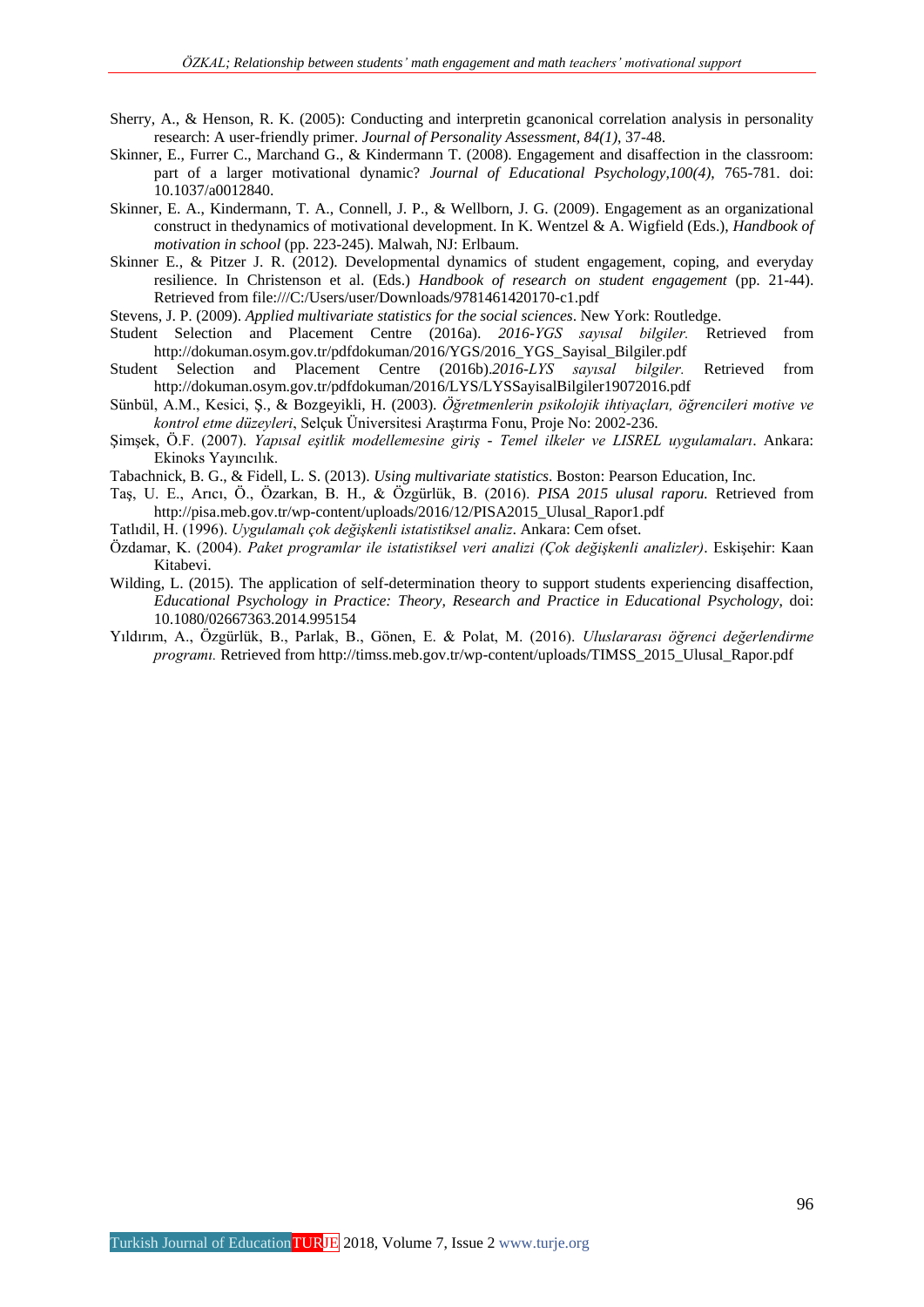Sherry, A., & Henson, R. K. (2005): Conducting and interpretin gcanonical correlation analysis in personality research: A user-friendly primer. *Journal of Personality Assessment, 84(1)*, 37-48.

Skinner, E., Furrer C., Marchand G., & Kindermann T. (2008). Engagement and disaffection in the classroom: part of a larger motivational dynamic? *Journal of Educational Psychology,100(4)*, 765-781. doi: 10.1037/a0012840.

Skinner, E. A., Kindermann, T. A., Connell, J. P., & Wellborn, J. G. (2009). Engagement as an organizational construct in thedynamics of motivational development. In K. Wentzel & A. Wigfield (Eds.), *Handbook of motivation in school* (pp. 223-245). Malwah, NJ: Erlbaum.

Skinner E., & Pitzer J. R. (2012). Developmental dynamics of student engagement, coping, and everyday resilience. In Christenson et al. (Eds.) *Handbook of research on student engagement* (pp. 21-44). Retrieved from file:///C:/Users/user/Downloads/9781461420170-c1.pdf

Stevens, J. P. (2009). *Applied multivariate statistics for the social sciences*. New York: Routledge.

Student Selection and Placement Centre (2016a). *2016-YGS sayısal bilgiler.* Retrieved from http://dokuman.osym.gov.tr/pdfdokuman/2016/YGS/2016_YGS_Sayisal_Bilgiler.pdf

Student Selection and Placement Centre (2016b).*2016-LYS sayısal bilgiler.* Retrieved from http://dokuman.osym.gov.tr/pdfdokuman/2016/LYS/LYSSayisalBilgiler19072016.pdf

Sünbül, A.M., Kesici, Ş., & Bozgeyikli, H. (2003). *Öğretmenlerin psikolojik ihtiyaçları, öğrencileri motive ve kontrol etme düzeyleri*, Selçuk Üniversitesi Araştırma Fonu, Proje No: 2002-236.

Şimşek, Ö.F. (2007). *Yapısal eşitlik modellemesine giriş - Temel ilkeler ve LISREL uygulamaları*. Ankara: Ekinoks Yayıncılık.

Tabachnick, B. G., & Fidell, L. S. (2013). *Using multivariate statistics*. Boston: Pearson Education, Inc.

Taş, U. E., Arıcı, Ö., Özarkan, B. H., & Özgürlük, B. (2016). *PISA 2015 ulusal raporu.* Retrieved from http://pisa.meb.gov.tr/wp-content/uploads/2016/12/PISA2015_Ulusal_Rapor1.pdf

Tatlıdil, H. (1996). *Uygulamalı çok değişkenli istatistiksel analiz*. Ankara: Cem ofset.

Özdamar, K. (2004). *Paket programlar ile istatistiksel veri analizi (Çok değişkenli analizler)*. Eskişehir: Kaan Kitabevi.

Wilding, L. (2015). The application of self-determination theory to support students experiencing disaffection, *Educational Psychology in Practice: Theory, Research and Practice in Educational Psychology*, doi: 10.1080/02667363.2014.995154

Yıldırım, A., Özgürlük, B., Parlak, B., Gönen, E. & Polat, M. (2016). *Uluslararası öğrenci değerlendirme programı.* Retrieved from http://timss.meb.gov.tr/wp-content/uploads/TIMSS_2015_Ulusal_Rapor.pdf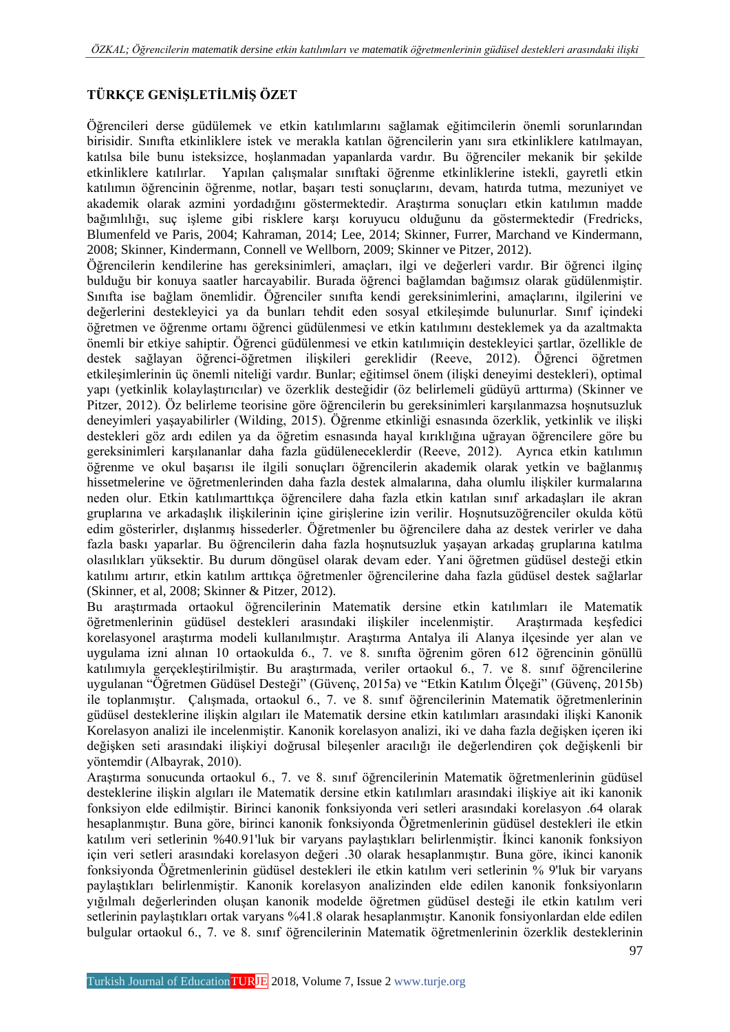## TÜRKÇE GENİŞLETİLMİŞ ÖZET

Öğrencileri derse güdülemek ve etkin katılımlarını sağlamak eğitimcilerin önemli sorunlarından birisidir. Sınıfta etkinliklere istek ve merakla katılan öğrencilerin yanı sıra etkinliklere katılmayan, katılsa bile bunu isteksizce, hoşlanmadan yapanlarda vardır. Bu öğrenciler mekanik bir şekilde etkinliklere katılırlar. Yapılan çalışmalar sınıftaki öğrenme etkinliklerine istekli, gayretli etkin katılımın öğrencinin öğrenme, notlar, başarı testi sonuçlarını, devam, hatırda tutma, mezuniyet ve akademik olarak azmini yordadığını göstermektedir. Araştırma sonuçları etkin katılımın madde bağımlılığı, suç işleme gibi risklere karşı koruyucu olduğunu da göstermektedir (Fredricks, Blumenfeld ve Paris, 2004; Kahraman, 2014; Lee, 2014; Skinner, Furrer, Marchand ve Kindermann, 2008; Skinner, Kindermann, Connell ve Wellborn, 2009; Skinner ve Pitzer, 2012).

Öğrencilerin kendilerine has gereksinimleri, amaçları, ilgi ve değerleri vardır. Bir öğrenci ilginç bulduğu bir konuya saatler harcayabilir. Burada öğrenci bağlamdan bağımsız olarak güdülenmiştir. Sınıfta ise bağlam önemlidir. Öğrenciler sınıfta kendi gereksinimlerini, amaçlarını, ilgilerini ve değerlerini destekleyici ya da bunları tehdit eden sosyal etkileşimde bulunurlar. Sınıf içindeki öğretmen ve öğrenme ortamı öğrenci güdülenmesi ve etkin katılımını desteklemek ya da azaltmakta önemli bir etkiye sahiptir. Öğrenci güdülenmesi ve etkin katılımıiçin destekleyici şartlar, özellikle de destek sağlayan öğrenci-öğretmen ilişkileri gereklidir (Reeve, 2012). Öğrenci öğretmen etkileşimlerinin üç önemli niteliği vardır. Bunlar; eğitimsel önem (ilişki deneyimi destekleri), optimal yapı (yetkinlik kolaylaştırıcılar) ve özerklik desteğidir (öz belirlemeli güdüyü arttırma) (Skinner ve Pitzer, 2012). Öz belirleme teorisine göre öğrencilerin bu gereksinimleri karşılanmazsa hoşnutsuzluk deneyimleri yaşayabilirler (Wilding, 2015). Öğrenme etkinliği esnasında özerklik, yetkinlik ve ilişki destekleri göz ardı edilen ya da öğretim esnasında hayal kırıklığına uğrayan öğrencilere göre bu gereksinimleri karşılananlar daha fazla güdüleneceklerdir (Reeve, 2012). Ayrıca etkin katılımın öğrenme ve okul başarısı ile ilgili sonuçları öğrencilerin akademik olarak yetkin ve bağlanmış hissetmelerine ve öğretmenlerinden daha fazla destek almalarına, daha olumlu ilişkiler kurmalarına neden olur. Etkin katılımarttıkça öğrencilere daha fazla etkin katılan sınıf arkadaşları ile akran gruplarına ve arkadaşlık ilişkilerinin içine girişlerine izin verilir. Hoşnutsuzöğrenciler okulda kötü edim gösterirler, dışlanmış hissederler. Öğretmenler bu öğrencilere daha az destek verirler ve daha fazla baskı yaparlar. Bu öğrencilerin daha fazla hoşnutsuzluk yaşayan arkadaş gruplarına katılma olasılıkları yüksektir. Bu durum döngüsel olarak devam eder. Yani öğretmen güdüsel desteği etkin katılımı artırır, etkin katılım arttıkça öğretmenler öğrencilerine daha fazla güdüsel destek sağlarlar (Skinner, et al, 2008; Skinner & Pitzer, 2012).

Bu araştırmada ortaokul öğrencilerinin Matematik dersine etkin katılımları ile Matematik öğretmenlerinin güdüsel destekleri arasındaki ilişkiler incelenmiştir. Araştırmada keşfedici korelasyonel araştırma modeli kullanılmıştır. Araştırma Antalya ili Alanya ilçesinde yer alan ve uygulama izni alınan 10 ortaokulda 6., 7. ve 8. sınıfta öğrenim gören 612 öğrencinin gönüllü katılımıyla gerçekleştirilmiştir. Bu araştırmada, veriler ortaokul 6., 7. ve 8. sınıf öğrencilerine uygulanan "Öğretmen Güdüsel Desteği" (Güvenç, 2015a) ve "Etkin Katılım Ölçeği" (Güvenç, 2015b) ile toplanmıştır. Çalışmada, ortaokul 6., 7. ve 8. sınıf öğrencilerinin Matematik öğretmenlerinin güdüsel desteklerine ilişkin algıları ile Matematik dersine etkin katılımları arasındaki ilişki Kanonik Korelasyon analizi ile incelenmiştir. Kanonik korelasyon analizi, iki ve daha fazla değişken içeren iki değişken seti arasındaki ilişkiyi doğrusal bileşenler aracılığı ile değerlendiren çok değişkenli bir yöntemdir (Albayrak, 2010).

Araştırma sonucunda ortaokul 6., 7. ve 8. sınıf öğrencilerinin Matematik öğretmenlerinin güdüsel desteklerine ilişkin algıları ile Matematik dersine etkin katılımları arasındaki ilişkiye ait iki kanonik fonksiyon elde edilmiştir. Birinci kanonik fonksiyonda veri setleri arasındaki korelasyon .64 olarak hesaplanmıştır. Buna göre, birinci kanonik fonksiyonda Öğretmenlerinin güdüsel destekleri ile etkin katılım veri setlerinin %40.91'luk bir varyans paylaştıkları belirlenmiştir. İkinci kanonik fonksiyon için veri setleri arasındaki korelasyon değeri .30 olarak hesaplanmıştır. Buna göre, ikinci kanonik fonksiyonda Öğretmenlerinin güdüsel destekleri ile etkin katılım veri setlerinin % 9'luk bir varyans paylaştıkları belirlenmiştir. Kanonik korelasyon analizinden elde edilen kanonik fonksiyonların yığılmalı değerlerinden oluşan kanonik modelde öğretmen güdüsel desteği ile etkin katılım veri setlerinin paylaştıkları ortak varyans %41.8 olarak hesaplanmıştır. Kanonik fonsiyonlardan elde edilen bulgular ortaokul 6., 7. ve 8. sınıf öğrencilerinin Matematik öğretmenlerinin özerklik desteklerinin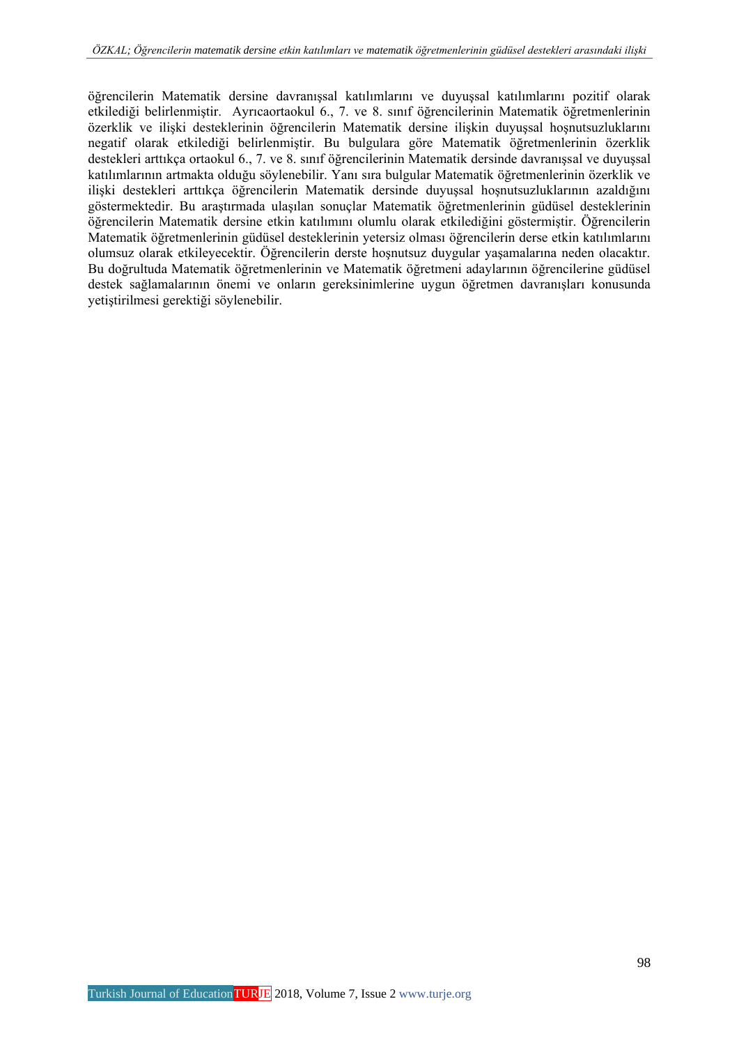öğrencilerin Matematik dersine davranışsal katılımlarını ve duyuşsal katılımlarını pozitif olarak etkilediği belirlenmiştir. Ayrıcaortaokul 6., 7. ve 8. sınıf öğrencilerinin Matematik öğretmenlerinin özerklik ve ilişki desteklerinin öğrencilerin Matematik dersine ilişkin duyuşsal hoşnutsuzluklarını negatif olarak etkilediği belirlenmiştir. Bu bulgulara göre Matematik öğretmenlerinin özerklik destekleri arttıkça ortaokul 6., 7. ve 8. sınıf öğrencilerinin Matematik dersinde davranışsal ve duyuşsal katılımlarının artmakta olduğu söylenebilir. Yanı sıra bulgular Matematik öğretmenlerinin özerklik ve ilişki destekleri arttıkça öğrencilerin Matematik dersinde duyuşsal hoşnutsuzluklarının azaldığını göstermektedir. Bu araştırmada ulaşılan sonuçlar Matematik öğretmenlerinin güdüsel desteklerinin öğrencilerin Matematik dersine etkin katılımını olumlu olarak etkilediğini göstermiştir. Öğrencilerin Matematik öğretmenlerinin güdüsel desteklerinin yetersiz olması öğrencilerin derse etkin katılımlarını olumsuz olarak etkileyecektir. Öğrencilerin derste hoşnutsuz duygular yaşamalarına neden olacaktır. Bu doğrultuda Matematik öğretmenlerinin ve Matematik öğretmeni adaylarının öğrencilerine güdüsel destek sağlamalarının önemi ve onların gereksinimlerine uygun öğretmen davranışları konusunda yetiştirilmesi gerektiği söylenebilir.